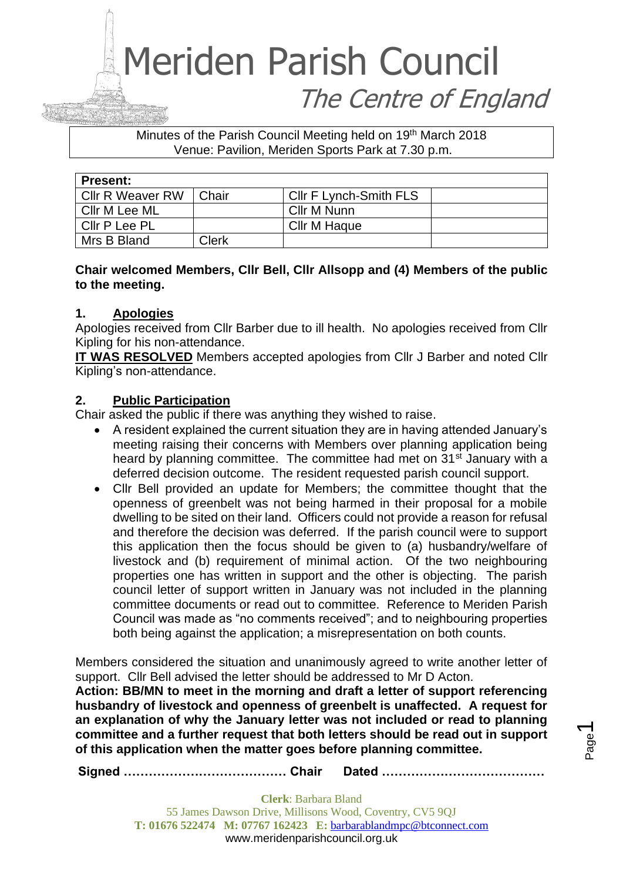# Meriden Parish Council

## The Centre of England

Minutes of the Parish Council Meeting held on 19th March 2018
Venue: Pavilion, Meriden Sports Park at 7.30 p.m.

| Present: | | | |
|---|---|---|---|
| Cllr R Weaver RW | Chair | Cllr F Lynch-Smith FLS | |
| Cllr M Lee ML | | Cllr M Nunn | |
| Cllr P Lee PL | | Cllr M Haque | |
| Mrs B Bland | Clerk | | |

**Chair welcomed Members, Cllr Bell, Cllr Allsopp and (4) Members of the public to the meeting.**

### 1. Apologies

Apologies received from Cllr Barber due to ill health. No apologies received from Cllr Kipling for his non-attendance.

**IT WAS RESOLVED** Members accepted apologies from Cllr J Barber and noted Cllr Kipling's non-attendance.

### 2. Public Participation

Chair asked the public if there was anything they wished to raise.

- A resident explained the current situation they are in having attended January's meeting raising their concerns with Members over planning application being heard by planning committee. The committee had met on 31st January with a deferred decision outcome. The resident requested parish council support.
- Cllr Bell provided an update for Members; the committee thought that the openness of greenbelt was not being harmed in their proposal for a mobile dwelling to be sited on their land. Officers could not provide a reason for refusal and therefore the decision was deferred. If the parish council were to support this application then the focus should be given to (a) husbandry/welfare of livestock and (b) requirement of minimal action. Of the two neighbouring properties one has written in support and the other is objecting. The parish council letter of support written in January was not included in the planning committee documents or read out to committee. Reference to Meriden Parish Council was made as "no comments received"; and to neighbouring properties both being against the application; a misrepresentation on both counts.

Members considered the situation and unanimously agreed to write another letter of support. Cllr Bell advised the letter should be addressed to Mr D Acton.

**Action: BB/MN to meet in the morning and draft a letter of support referencing husbandry of livestock and openness of greenbelt is unaffected. A request for an explanation of why the January letter was not included or read to planning committee and a further request that both letters should be read out in support of this application when the matter goes before planning committee.**

**Signed ………………………………… Chair Dated …………………………………**

**Clerk**: Barbara Bland
55 James Dawson Drive, Millisons Wood, Coventry, CV5 9QJ
**T: 01676 522474 M: 07767 162423 E:** barbarablandmpc@btconnect.com
www.meridenparishcouncil.org.uk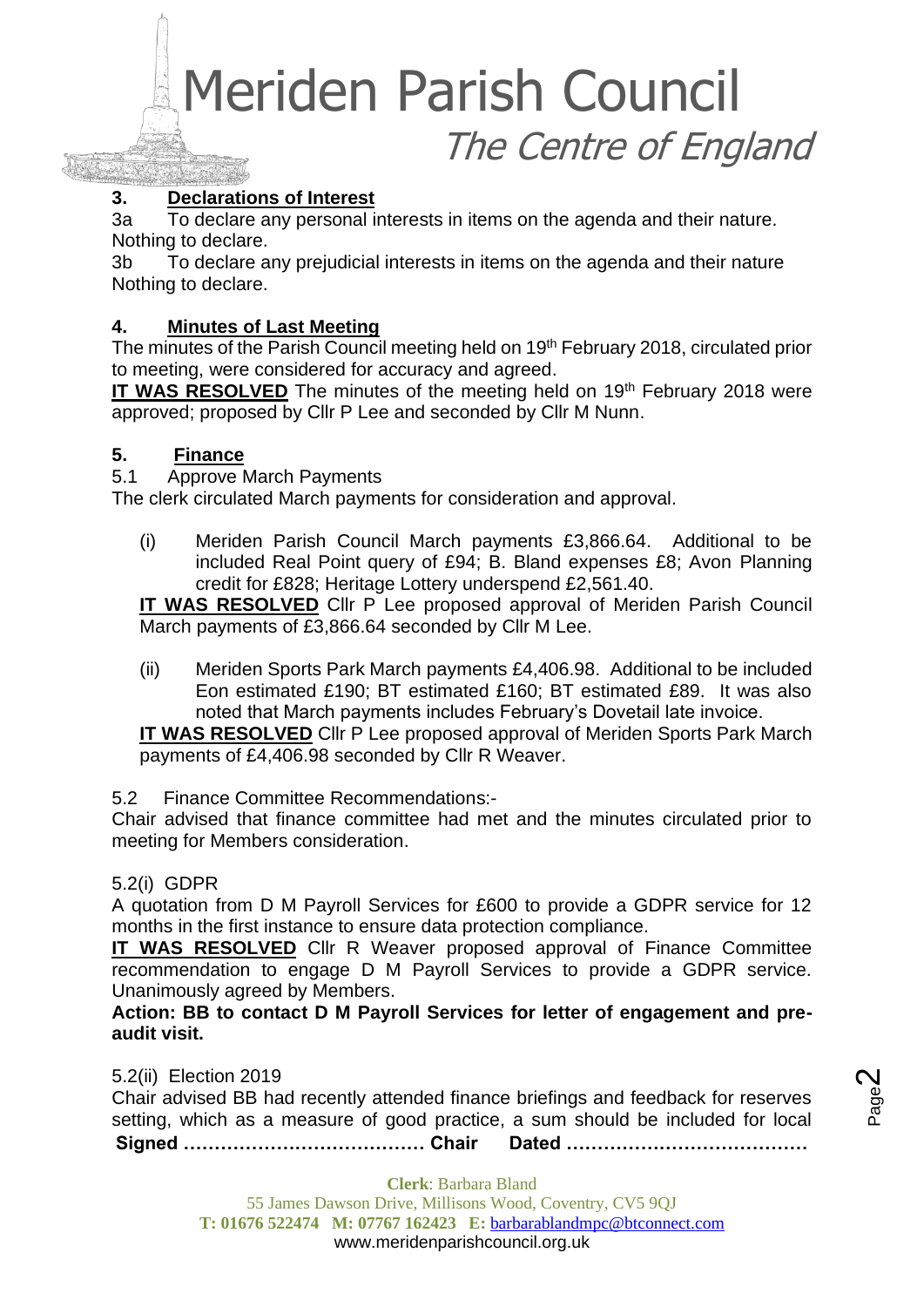## 3. Declarations of Interest

3a To declare any personal interests in items on the agenda and their nature.
Nothing to declare.

3b To declare any prejudicial interests in items on the agenda and their nature
Nothing to declare.

## 4. Minutes of Last Meeting

The minutes of the Parish Council meeting held on 19th February 2018, circulated prior to meeting, were considered for accuracy and agreed.

**IT WAS RESOLVED** The minutes of the meeting held on 19th February 2018 were approved; proposed by Cllr P Lee and seconded by Cllr M Nunn.

## 5. Finance

5.1 Approve March Payments

The clerk circulated March payments for consideration and approval.

(i) Meriden Parish Council March payments £3,866.64. Additional to be included Real Point query of £94; B. Bland expenses £8; Avon Planning credit for £828; Heritage Lottery underspend £2,561.40.

**IT WAS RESOLVED** Cllr P Lee proposed approval of Meriden Parish Council March payments of £3,866.64 seconded by Cllr M Lee.

(ii) Meriden Sports Park March payments £4,406.98. Additional to be included Eon estimated £190; BT estimated £160; BT estimated £89. It was also noted that March payments includes February's Dovetail late invoice.

**IT WAS RESOLVED** Cllr P Lee proposed approval of Meriden Sports Park March payments of £4,406.98 seconded by Cllr R Weaver.

5.2 Finance Committee Recommendations:-

Chair advised that finance committee had met and the minutes circulated prior to meeting for Members consideration.

5.2(i) GDPR

A quotation from D M Payroll Services for £600 to provide a GDPR service for 12 months in the first instance to ensure data protection compliance.

**IT WAS RESOLVED** Cllr R Weaver proposed approval of Finance Committee recommendation to engage D M Payroll Services to provide a GDPR service. Unanimously agreed by Members.

**Action: BB to contact D M Payroll Services for letter of engagement and pre-audit visit.**

5.2(ii) Election 2019

Chair advised BB had recently attended finance briefings and feedback for reserves setting, which as a measure of good practice, a sum should be included for local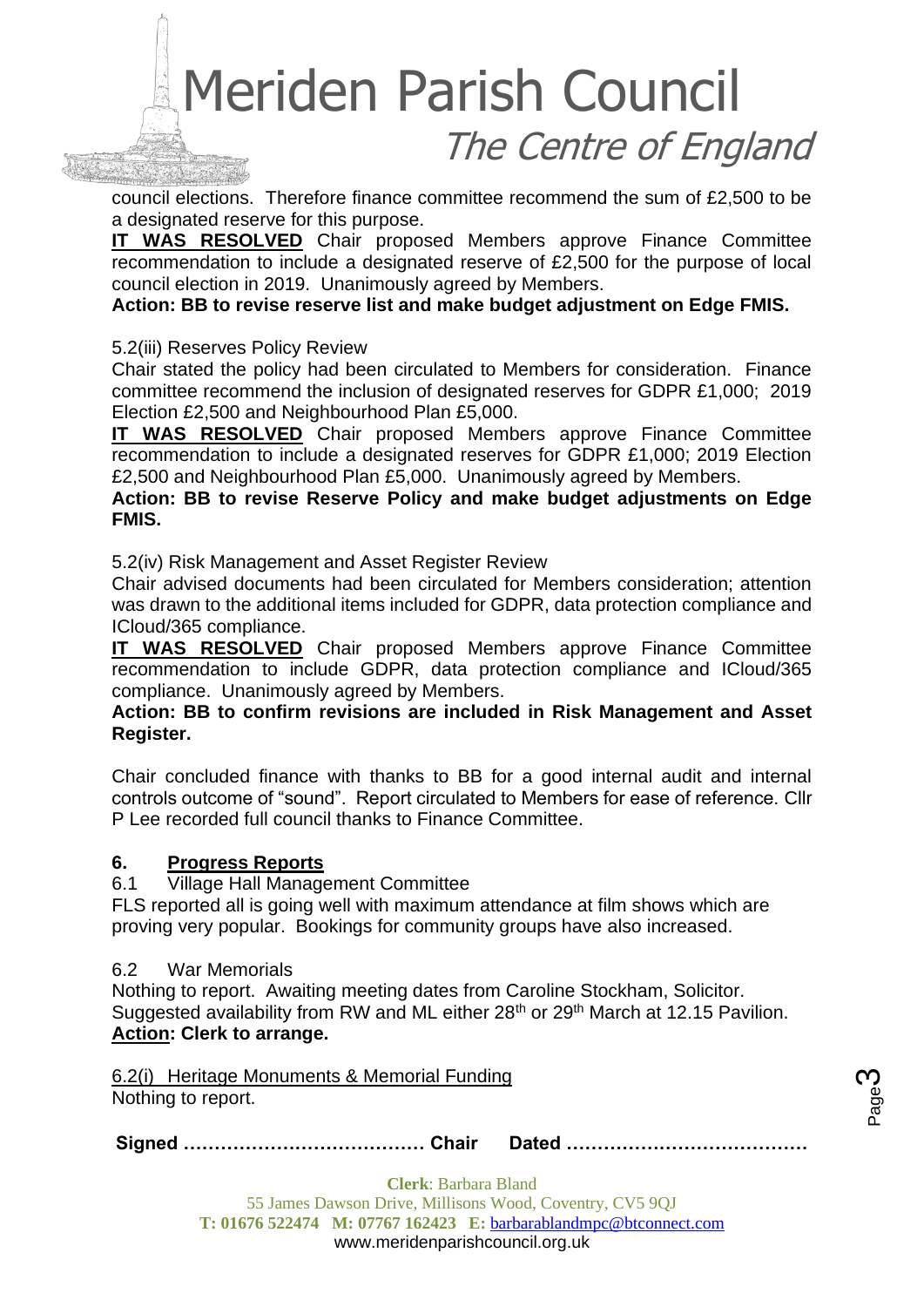council elections. Therefore finance committee recommend the sum of £2,500 to be a designated reserve for this purpose.

**IT WAS RESOLVED** Chair proposed Members approve Finance Committee recommendation to include a designated reserve of £2,500 for the purpose of local council election in 2019. Unanimously agreed by Members.

**Action: BB to revise reserve list and make budget adjustment on Edge FMIS.**

5.2(iii) Reserves Policy Review

Chair stated the policy had been circulated to Members for consideration. Finance committee recommend the inclusion of designated reserves for GDPR £1,000; 2019 Election £2,500 and Neighbourhood Plan £5,000.

**IT WAS RESOLVED** Chair proposed Members approve Finance Committee recommendation to include a designated reserves for GDPR £1,000; 2019 Election £2,500 and Neighbourhood Plan £5,000. Unanimously agreed by Members.

**Action: BB to revise Reserve Policy and make budget adjustments on Edge FMIS.**

5.2(iv) Risk Management and Asset Register Review

Chair advised documents had been circulated for Members consideration; attention was drawn to the additional items included for GDPR, data protection compliance and ICloud/365 compliance.

**IT WAS RESOLVED** Chair proposed Members approve Finance Committee recommendation to include GDPR, data protection compliance and ICloud/365 compliance. Unanimously agreed by Members.

**Action: BB to confirm revisions are included in Risk Management and Asset Register.**

Chair concluded finance with thanks to BB for a good internal audit and internal controls outcome of "sound". Report circulated to Members for ease of reference. Cllr P Lee recorded full council thanks to Finance Committee.

## 6. Progress Reports

6.1 Village Hall Management Committee

FLS reported all is going well with maximum attendance at film shows which are proving very popular. Bookings for community groups have also increased.

6.2 War Memorials

Nothing to report. Awaiting meeting dates from Caroline Stockham, Solicitor. Suggested availability from RW and ML either 28th or 29th March at 12.15 Pavilion.

**Action: Clerk to arrange.**

6.2(i) Heritage Monuments & Memorial Funding

Nothing to report.

**Signed ………………………………… Chair Dated …………………………………**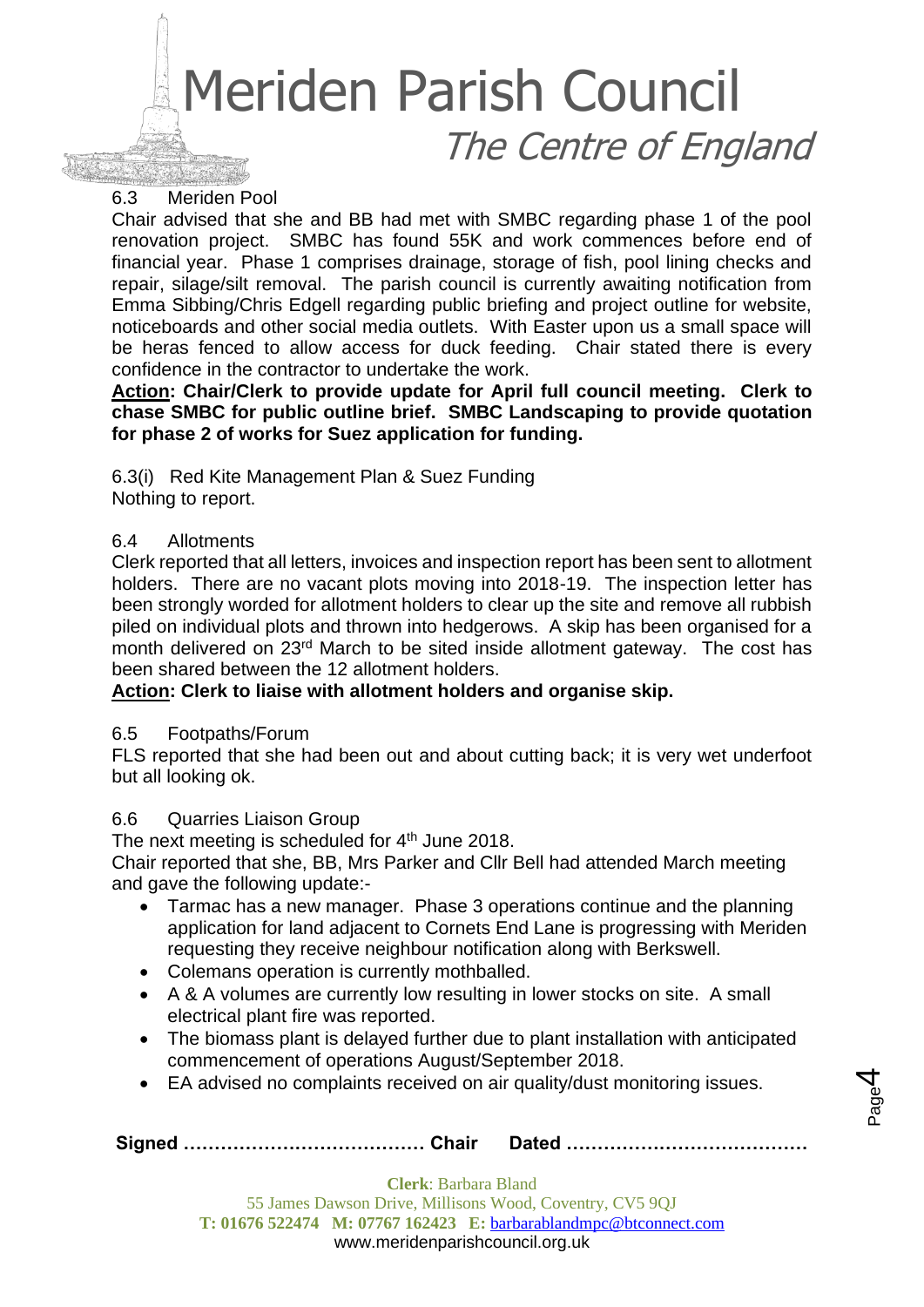### 6.3 Meriden Pool

Chair advised that she and BB had met with SMBC regarding phase 1 of the pool renovation project. SMBC has found 55K and work commences before end of financial year. Phase 1 comprises drainage, storage of fish, pool lining checks and repair, silage/silt removal. The parish council is currently awaiting notification from Emma Sibbing/Chris Edgell regarding public briefing and project outline for website, noticeboards and other social media outlets. With Easter upon us a small space will be heras fenced to allow access for duck feeding. Chair stated there is every confidence in the contractor to undertake the work.

**Action: Chair/Clerk to provide update for April full council meeting. Clerk to chase SMBC for public outline brief. SMBC Landscaping to provide quotation for phase 2 of works for Suez application for funding.**

6.3(i) Red Kite Management Plan & Suez Funding

Nothing to report.

### 6.4 Allotments

Clerk reported that all letters, invoices and inspection report has been sent to allotment holders. There are no vacant plots moving into 2018-19. The inspection letter has been strongly worded for allotment holders to clear up the site and remove all rubbish piled on individual plots and thrown into hedgerows. A skip has been organised for a month delivered on 23rd March to be sited inside allotment gateway. The cost has been shared between the 12 allotment holders.

**Action: Clerk to liaise with allotment holders and organise skip.**

### 6.5 Footpaths/Forum

FLS reported that she had been out and about cutting back; it is very wet underfoot but all looking ok.

### 6.6 Quarries Liaison Group

The next meeting is scheduled for 4th June 2018.

Chair reported that she, BB, Mrs Parker and Cllr Bell had attended March meeting and gave the following update:-

- Tarmac has a new manager. Phase 3 operations continue and the planning application for land adjacent to Cornets End Lane is progressing with Meriden requesting they receive neighbour notification along with Berkswell.
- Colemans operation is currently mothballed.
- A & A volumes are currently low resulting in lower stocks on site. A small electrical plant fire was reported.
- The biomass plant is delayed further due to plant installation with anticipated commencement of operations August/September 2018.
- EA advised no complaints received on air quality/dust monitoring issues.

**Signed ………………………………… Chair Dated …………………………………**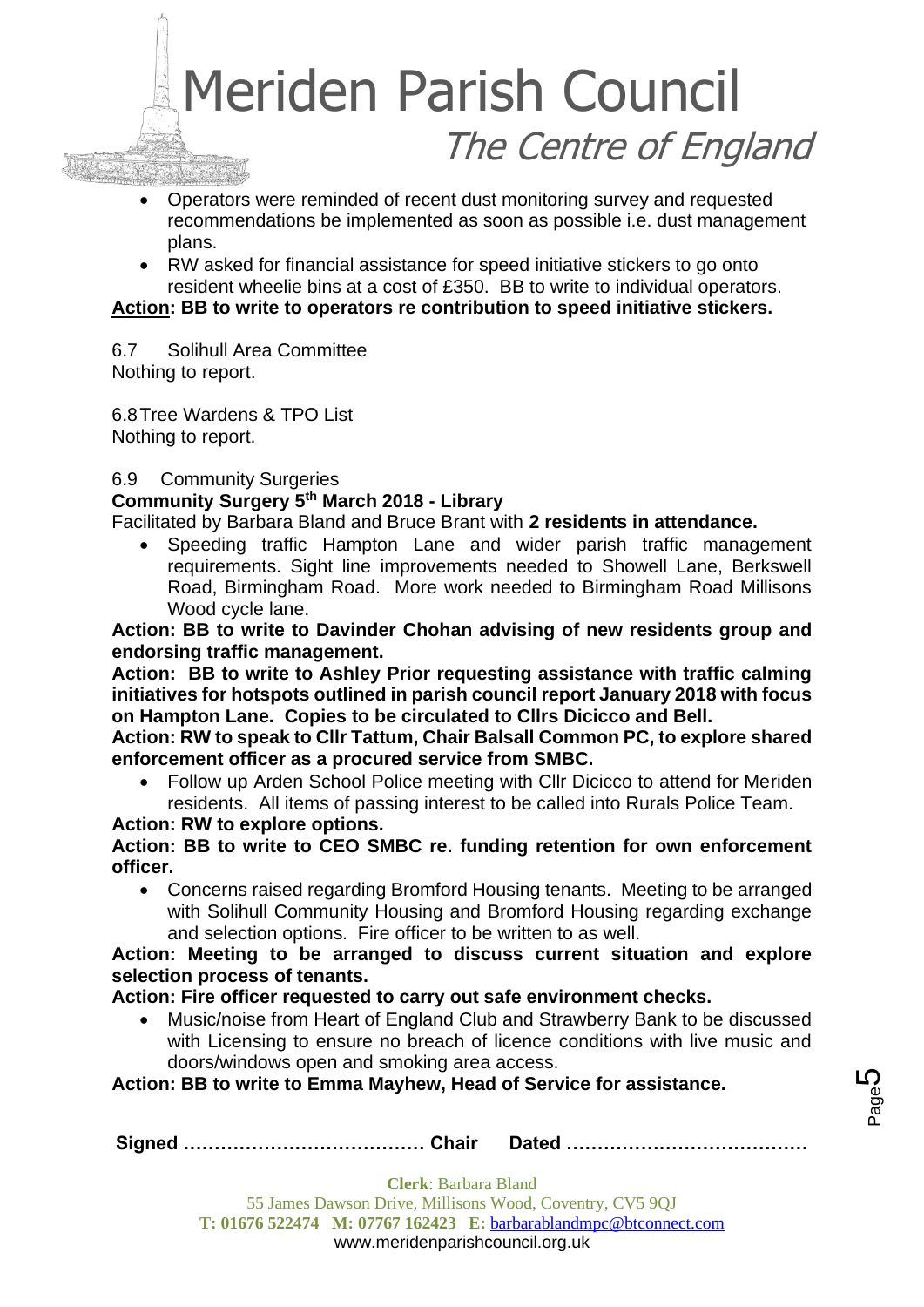- Operators were reminded of recent dust monitoring survey and requested recommendations be implemented as soon as possible i.e. dust management plans.
- RW asked for financial assistance for speed initiative stickers to go onto resident wheelie bins at a cost of £350. BB to write to individual operators.

**Action: BB to write to operators re contribution to speed initiative stickers.**

6.7 Solihull Area Committee
Nothing to report.

6.8 Tree Wardens & TPO List
Nothing to report.

6.9 Community Surgeries

**Community Surgery 5th March 2018 - Library**

Facilitated by Barbara Bland and Bruce Brant with **2 residents in attendance.**

- Speeding traffic Hampton Lane and wider parish traffic management requirements. Sight line improvements needed to Showell Lane, Berkswell Road, Birmingham Road. More work needed to Birmingham Road Millisons Wood cycle lane.

**Action: BB to write to Davinder Chohan advising of new residents group and endorsing traffic management.**

**Action: BB to write to Ashley Prior requesting assistance with traffic calming initiatives for hotspots outlined in parish council report January 2018 with focus on Hampton Lane. Copies to be circulated to Cllrs Dicicco and Bell.**

**Action: RW to speak to Cllr Tattum, Chair Balsall Common PC, to explore shared enforcement officer as a procured service from SMBC.**

- Follow up Arden School Police meeting with Cllr Dicicco to attend for Meriden residents. All items of passing interest to be called into Rurals Police Team.

**Action: RW to explore options.**

**Action: BB to write to CEO SMBC re. funding retention for own enforcement officer.**

- Concerns raised regarding Bromford Housing tenants. Meeting to be arranged with Solihull Community Housing and Bromford Housing regarding exchange and selection options. Fire officer to be written to as well.

**Action: Meeting to be arranged to discuss current situation and explore selection process of tenants.**

**Action: Fire officer requested to carry out safe environment checks.**

- Music/noise from Heart of England Club and Strawberry Bank to be discussed with Licensing to ensure no breach of licence conditions with live music and doors/windows open and smoking area access.

**Action: BB to write to Emma Mayhew, Head of Service for assistance.**

**Signed ………………………………… Chair Dated …………………………………**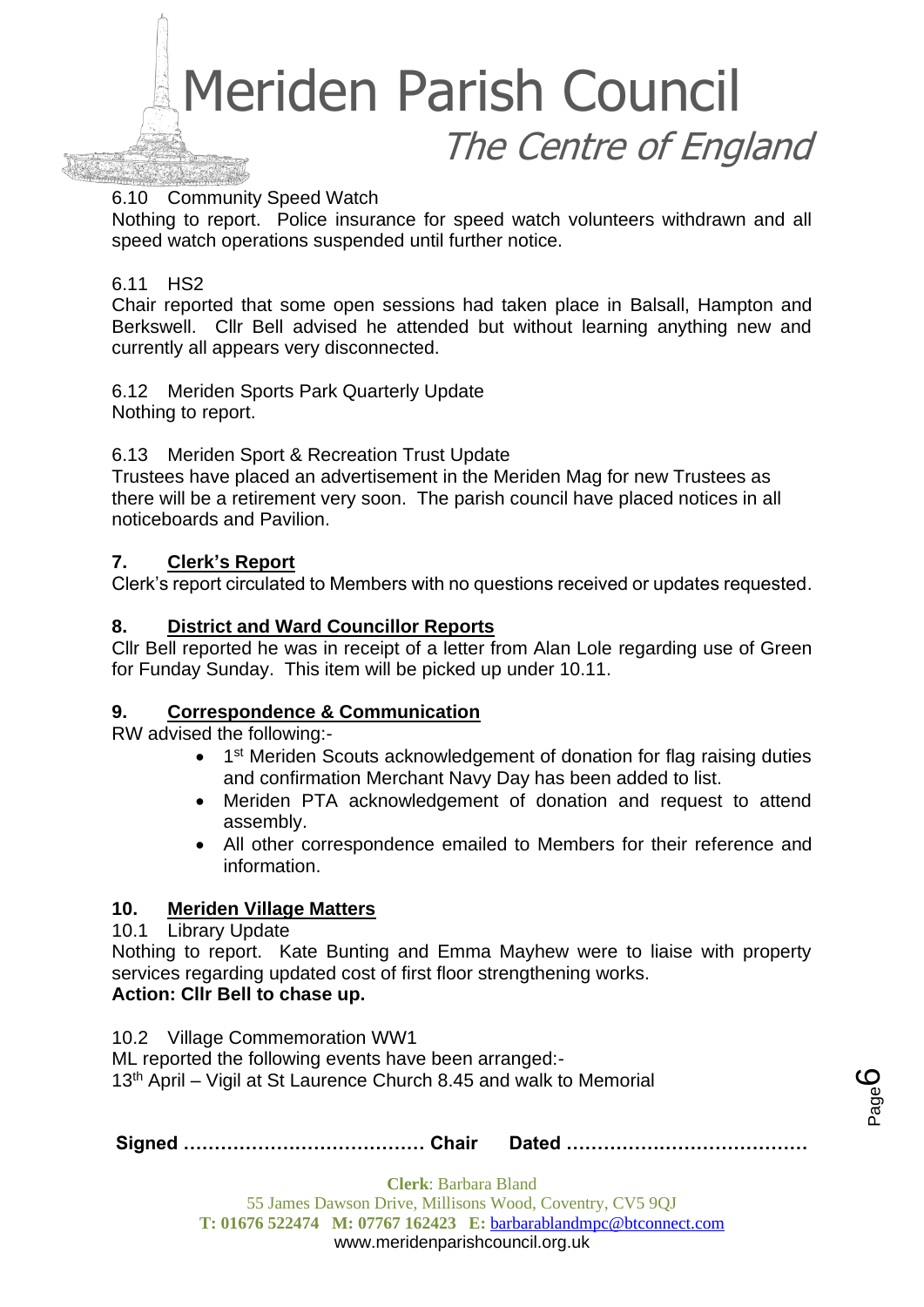6.10 Community Speed Watch

Nothing to report. Police insurance for speed watch volunteers withdrawn and all speed watch operations suspended until further notice.

6.11 HS2

Chair reported that some open sessions had taken place in Balsall, Hampton and Berkswell. Cllr Bell advised he attended but without learning anything new and currently all appears very disconnected.

6.12 Meriden Sports Park Quarterly Update

Nothing to report.

6.13 Meriden Sport & Recreation Trust Update

Trustees have placed an advertisement in the Meriden Mag for new Trustees as there will be a retirement very soon. The parish council have placed notices in all noticeboards and Pavilion.

## 7. Clerk's Report

Clerk's report circulated to Members with no questions received or updates requested.

## 8. District and Ward Councillor Reports

Cllr Bell reported he was in receipt of a letter from Alan Lole regarding use of Green for Funday Sunday. This item will be picked up under 10.11.

## 9. Correspondence & Communication

RW advised the following:-

- 1st Meriden Scouts acknowledgement of donation for flag raising duties and confirmation Merchant Navy Day has been added to list.
- Meriden PTA acknowledgement of donation and request to attend assembly.
- All other correspondence emailed to Members for their reference and information.

## 10. Meriden Village Matters

10.1 Library Update

Nothing to report. Kate Bunting and Emma Mayhew were to liaise with property services regarding updated cost of first floor strengthening works.

**Action: Cllr Bell to chase up.**

10.2 Village Commemoration WW1

ML reported the following events have been arranged:-

13th April – Vigil at St Laurence Church 8.45 and walk to Memorial

**Signed ………………………………… Chair Dated …………………………………**

**Clerk**: Barbara Bland

55 James Dawson Drive, Millisons Wood, Coventry, CV5 9QJ

**T:** 01676 522474 **M:** 07767 162423 **E:** barbarablandmpc@btconnect.com

www.meridenparishcouncil.org.uk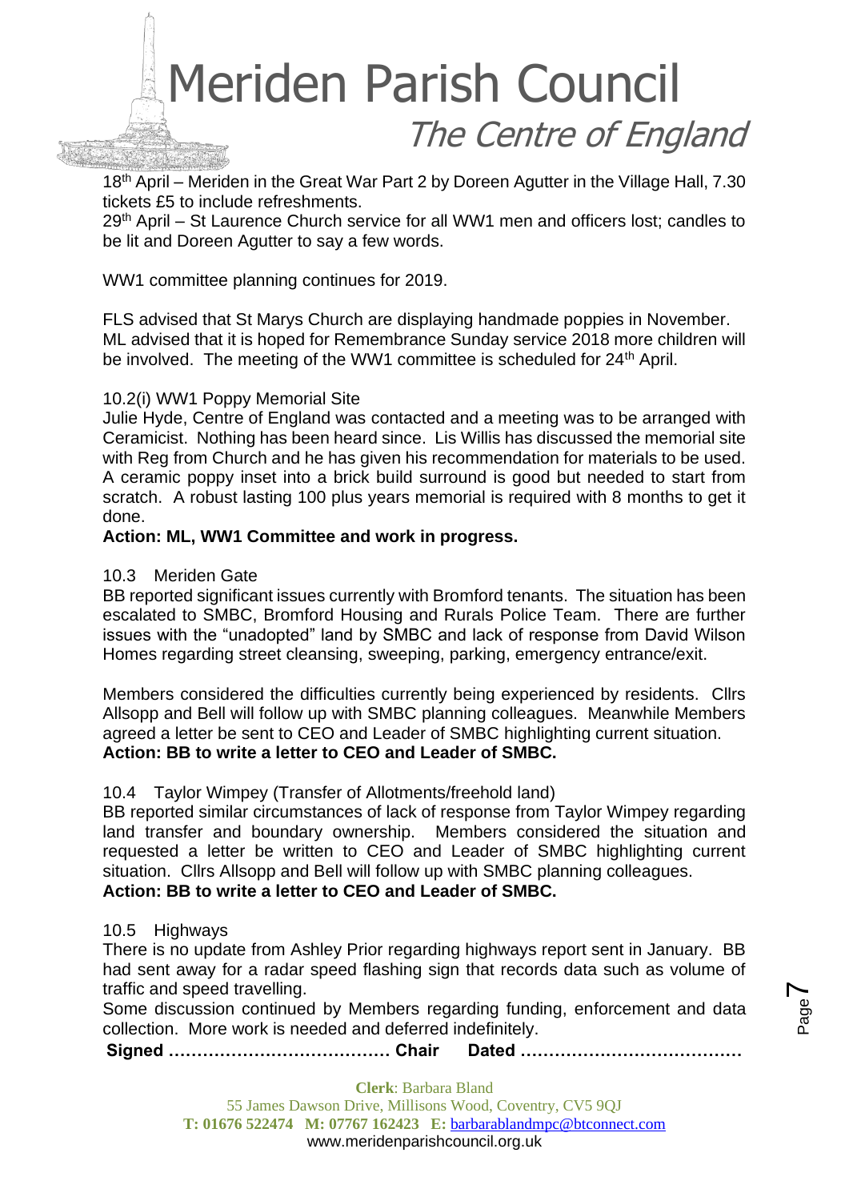18th April – Meriden in the Great War Part 2 by Doreen Agutter in the Village Hall, 7.30 tickets £5 to include refreshments.
29th April – St Laurence Church service for all WW1 men and officers lost; candles to be lit and Doreen Agutter to say a few words.

WW1 committee planning continues for 2019.

FLS advised that St Marys Church are displaying handmade poppies in November. ML advised that it is hoped for Remembrance Sunday service 2018 more children will be involved. The meeting of the WW1 committee is scheduled for 24th April.

10.2(i) WW1 Poppy Memorial Site
Julie Hyde, Centre of England was contacted and a meeting was to be arranged with Ceramicist. Nothing has been heard since. Lis Willis has discussed the memorial site with Reg from Church and he has given his recommendation for materials to be used. A ceramic poppy inset into a brick build surround is good but needed to start from scratch. A robust lasting 100 plus years memorial is required with 8 months to get it done.
**Action: ML, WW1 Committee and work in progress.**

10.3 Meriden Gate
BB reported significant issues currently with Bromford tenants. The situation has been escalated to SMBC, Bromford Housing and Rurals Police Team. There are further issues with the "unadopted" land by SMBC and lack of response from David Wilson Homes regarding street cleansing, sweeping, parking, emergency entrance/exit.

Members considered the difficulties currently being experienced by residents. Cllrs Allsopp and Bell will follow up with SMBC planning colleagues. Meanwhile Members agreed a letter be sent to CEO and Leader of SMBC highlighting current situation.
**Action: BB to write a letter to CEO and Leader of SMBC.**

10.4 Taylor Wimpey (Transfer of Allotments/freehold land)
BB reported similar circumstances of lack of response from Taylor Wimpey regarding land transfer and boundary ownership. Members considered the situation and requested a letter be written to CEO and Leader of SMBC highlighting current situation. Cllrs Allsopp and Bell will follow up with SMBC planning colleagues.
**Action: BB to write a letter to CEO and Leader of SMBC.**

10.5 Highways
There is no update from Ashley Prior regarding highways report sent in January. BB had sent away for a radar speed flashing sign that records data such as volume of traffic and speed travelling.
Some discussion continued by Members regarding funding, enforcement and data collection. More work is needed and deferred indefinitely.

**Signed ………………………………… Chair Dated …………………………………**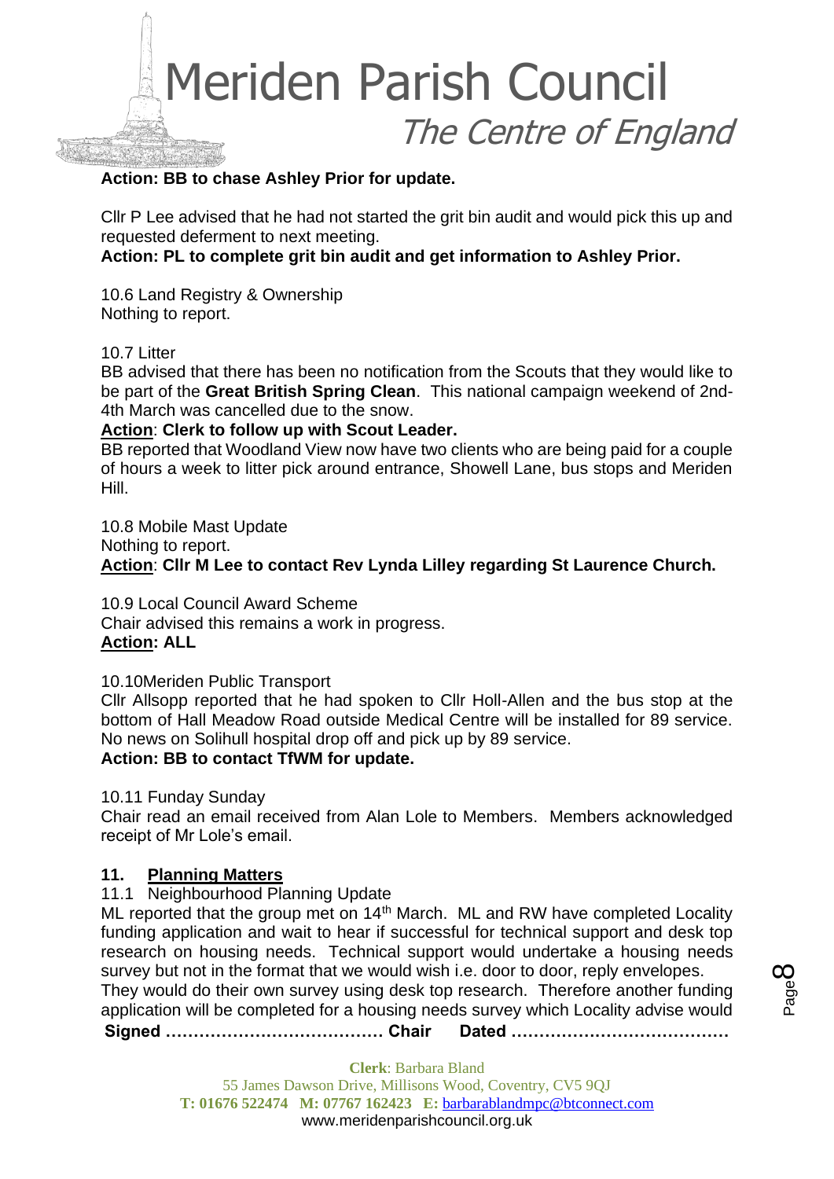**Action: BB to chase Ashley Prior for update.**

Cllr P Lee advised that he had not started the grit bin audit and would pick this up and requested deferment to next meeting.

**Action: PL to complete grit bin audit and get information to Ashley Prior.**

10.6 Land Registry & Ownership
Nothing to report.

10.7 Litter
BB advised that there has been no notification from the Scouts that they would like to be part of the **Great British Spring Clean**. This national campaign weekend of 2nd-4th March was cancelled due to the snow.

**Action**: **Clerk to follow up with Scout Leader.**

BB reported that Woodland View now have two clients who are being paid for a couple of hours a week to litter pick around entrance, Showell Lane, bus stops and Meriden Hill.

10.8 Mobile Mast Update
Nothing to report.
**Action**: **Cllr M Lee to contact Rev Lynda Lilley regarding St Laurence Church.**

10.9 Local Council Award Scheme
Chair advised this remains a work in progress.
**Action: ALL**

10.10Meriden Public Transport
Cllr Allsopp reported that he had spoken to Cllr Holl-Allen and the bus stop at the bottom of Hall Meadow Road outside Medical Centre will be installed for 89 service. No news on Solihull hospital drop off and pick up by 89 service.
**Action: BB to contact TfWM for update.**

10.11 Funday Sunday
Chair read an email received from Alan Lole to Members. Members acknowledged receipt of Mr Lole's email.

## 11. Planning Matters

11.1 Neighbourhood Planning Update
ML reported that the group met on 14th March. ML and RW have completed Locality funding application and wait to hear if successful for technical support and desk top research on housing needs. Technical support would undertake a housing needs survey but not in the format that we would wish i.e. door to door, reply envelopes.
They would do their own survey using desk top research. Therefore another funding application will be completed for a housing needs survey which Locality advise would

**Signed ………………………………… Chair Dated …………………………………**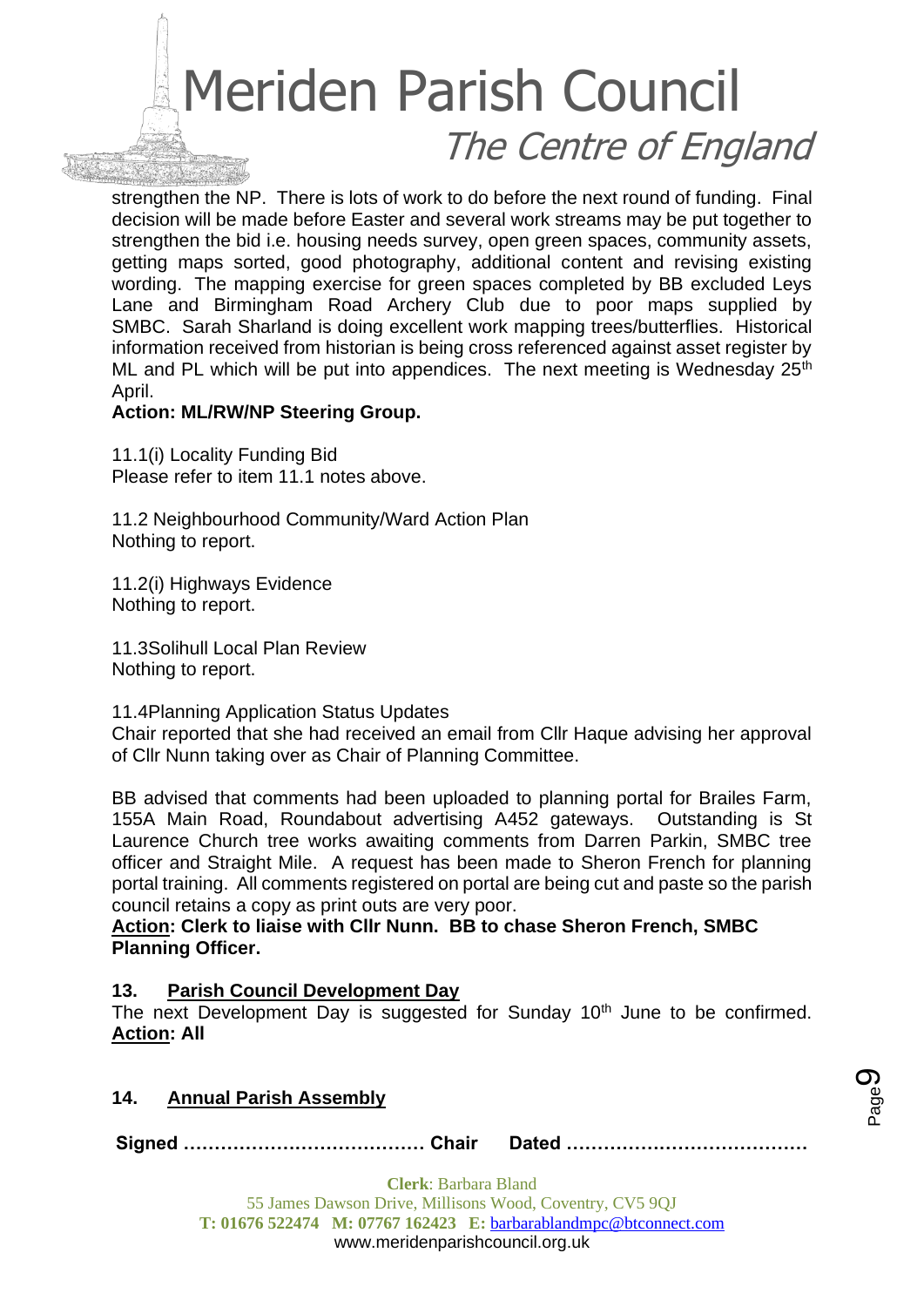strengthen the NP. There is lots of work to do before the next round of funding. Final decision will be made before Easter and several work streams may be put together to strengthen the bid i.e. housing needs survey, open green spaces, community assets, getting maps sorted, good photography, additional content and revising existing wording. The mapping exercise for green spaces completed by BB excluded Leys Lane and Birmingham Road Archery Club due to poor maps supplied by SMBC. Sarah Sharland is doing excellent work mapping trees/butterflies. Historical information received from historian is being cross referenced against asset register by ML and PL which will be put into appendices. The next meeting is Wednesday 25th April.

**Action: ML/RW/NP Steering Group.**

11.1(i) Locality Funding Bid
Please refer to item 11.1 notes above.

11.2 Neighbourhood Community/Ward Action Plan
Nothing to report.

11.2(i) Highways Evidence
Nothing to report.

11.3Solihull Local Plan Review
Nothing to report.

11.4Planning Application Status Updates
Chair reported that she had received an email from Cllr Haque advising her approval of Cllr Nunn taking over as Chair of Planning Committee.

BB advised that comments had been uploaded to planning portal for Brailes Farm, 155A Main Road, Roundabout advertising A452 gateways. Outstanding is St Laurence Church tree works awaiting comments from Darren Parkin, SMBC tree officer and Straight Mile. A request has been made to Sheron French for planning portal training. All comments registered on portal are being cut and paste so the parish council retains a copy as print outs are very poor.

**<u>Action</u>: Clerk to liaise with Cllr Nunn. BB to chase Sheron French, SMBC Planning Officer.**

## 13. <u>Parish Council Development Day</u>

The next Development Day is suggested for Sunday 10th June to be confirmed. **<u>Action</u>: All**

## 14. <u>Annual Parish Assembly</u>

**Signed ………………………………… Chair Dated …………………………………**

**Clerk**: Barbara Bland
55 James Dawson Drive, Millisons Wood, Coventry, CV5 9QJ
**T: 01676 522474 M: 07767 162423 E:** barbarablandmpc@btconnect.com
www.meridenparishcouncil.org.uk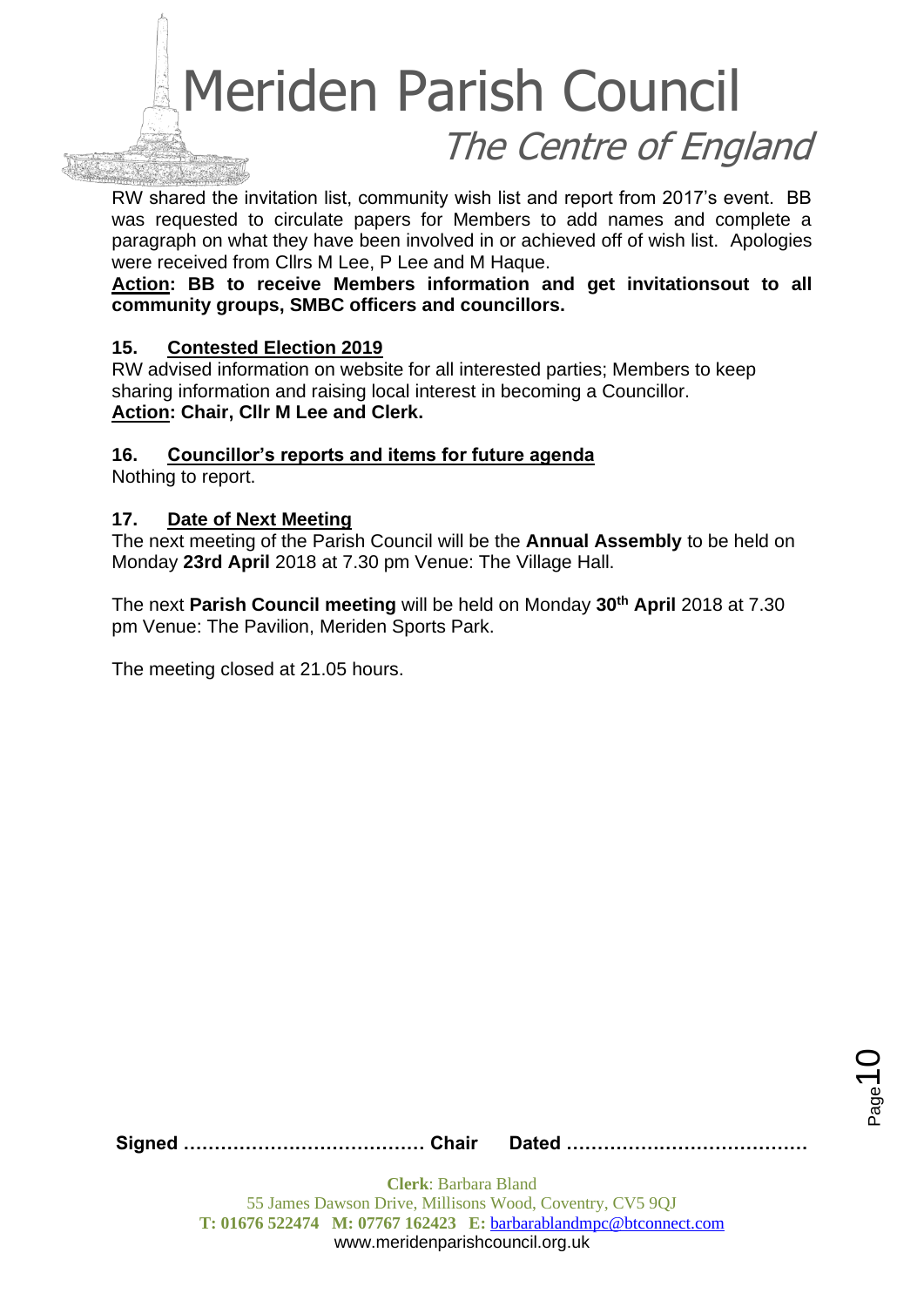RW shared the invitation list, community wish list and report from 2017's event. BB was requested to circulate papers for Members to add names and complete a paragraph on what they have been involved in or achieved off of wish list. Apologies were received from Cllrs M Lee, P Lee and M Haque.

**Action: BB to receive Members information and get invitationsout to all community groups, SMBC officers and councillors.**

### 15. Contested Election 2019

RW advised information on website for all interested parties; Members to keep sharing information and raising local interest in becoming a Councillor.

**Action: Chair, Cllr M Lee and Clerk.**

### 16. Councillor's reports and items for future agenda

Nothing to report.

### 17. Date of Next Meeting

The next meeting of the Parish Council will be the **Annual Assembly** to be held on Monday **23rd April** 2018 at 7.30 pm Venue: The Village Hall.

The next **Parish Council meeting** will be held on Monday **30th April** 2018 at 7.30 pm Venue: The Pavilion, Meriden Sports Park.

The meeting closed at 21.05 hours.

**Signed ………………………………… Chair    Dated …………………………………**